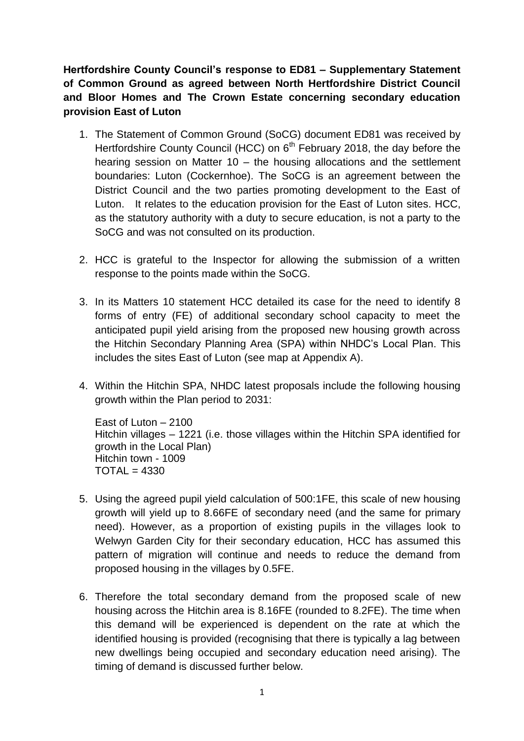**Hertfordshire County Council's response to ED81 – Supplementary Statement of Common Ground as agreed between North Hertfordshire District Council and Bloor Homes and The Crown Estate concerning secondary education provision East of Luton**

1. The Statement of Common Ground (SoCG) document ED81 was received by Hertfordshire County Council (HCC) on 6th February 2018, the day before the hearing session on Matter 10 – the housing allocations and the settlement boundaries: Luton (Cockernhoe). The SoCG is an agreement between the District Council and the two parties promoting development to the East of Luton. It relates to the education provision for the East of Luton sites. HCC, as the statutory authority with a duty to secure education, is not a party to the SoCG and was not consulted on its production.

2. HCC is grateful to the Inspector for allowing the submission of a written response to the points made within the SoCG.

3. In its Matters 10 statement HCC detailed its case for the need to identify 8 forms of entry (FE) of additional secondary school capacity to meet the anticipated pupil yield arising from the proposed new housing growth across the Hitchin Secondary Planning Area (SPA) within NHDC's Local Plan. This includes the sites East of Luton (see map at Appendix A).

4. Within the Hitchin SPA, NHDC latest proposals include the following housing growth within the Plan period to 2031:

   East of Luton – 2100
   Hitchin villages – 1221 (i.e. those villages within the Hitchin SPA identified for growth in the Local Plan)
   Hitchin town - 1009
   TOTAL = 4330

5. Using the agreed pupil yield calculation of 500:1FE, this scale of new housing growth will yield up to 8.66FE of secondary need (and the same for primary need). However, as a proportion of existing pupils in the villages look to Welwyn Garden City for their secondary education, HCC has assumed this pattern of migration will continue and needs to reduce the demand from proposed housing in the villages by 0.5FE.

6. Therefore the total secondary demand from the proposed scale of new housing across the Hitchin area is 8.16FE (rounded to 8.2FE). The time when this demand will be experienced is dependent on the rate at which the identified housing is provided (recognising that there is typically a lag between new dwellings being occupied and secondary education need arising). The timing of demand is discussed further below.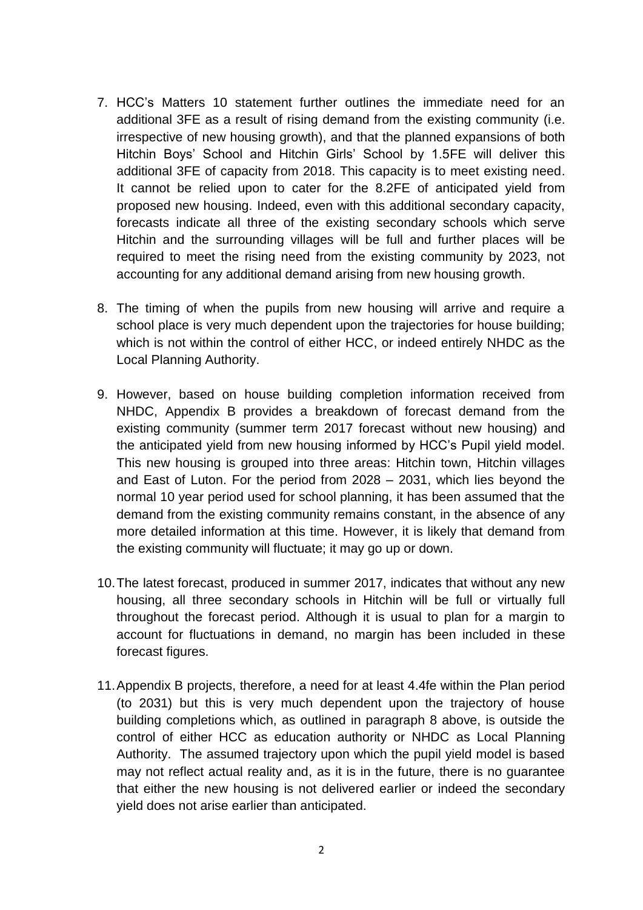7. HCC's Matters 10 statement further outlines the immediate need for an additional 3FE as a result of rising demand from the existing community (i.e. irrespective of new housing growth), and that the planned expansions of both Hitchin Boys' School and Hitchin Girls' School by 1.5FE will deliver this additional 3FE of capacity from 2018. This capacity is to meet existing need. It cannot be relied upon to cater for the 8.2FE of anticipated yield from proposed new housing. Indeed, even with this additional secondary capacity, forecasts indicate all three of the existing secondary schools which serve Hitchin and the surrounding villages will be full and further places will be required to meet the rising need from the existing community by 2023, not accounting for any additional demand arising from new housing growth.

8. The timing of when the pupils from new housing will arrive and require a school place is very much dependent upon the trajectories for house building; which is not within the control of either HCC, or indeed entirely NHDC as the Local Planning Authority.

9. However, based on house building completion information received from NHDC, Appendix B provides a breakdown of forecast demand from the existing community (summer term 2017 forecast without new housing) and the anticipated yield from new housing informed by HCC's Pupil yield model. This new housing is grouped into three areas: Hitchin town, Hitchin villages and East of Luton. For the period from 2028 – 2031, which lies beyond the normal 10 year period used for school planning, it has been assumed that the demand from the existing community remains constant, in the absence of any more detailed information at this time. However, it is likely that demand from the existing community will fluctuate; it may go up or down.

10. The latest forecast, produced in summer 2017, indicates that without any new housing, all three secondary schools in Hitchin will be full or virtually full throughout the forecast period. Although it is usual to plan for a margin to account for fluctuations in demand, no margin has been included in these forecast figures.

11. Appendix B projects, therefore, a need for at least 4.4fe within the Plan period (to 2031) but this is very much dependent upon the trajectory of house building completions which, as outlined in paragraph 8 above, is outside the control of either HCC as education authority or NHDC as Local Planning Authority. The assumed trajectory upon which the pupil yield model is based may not reflect actual reality and, as it is in the future, there is no guarantee that either the new housing is not delivered earlier or indeed the secondary yield does not arise earlier than anticipated.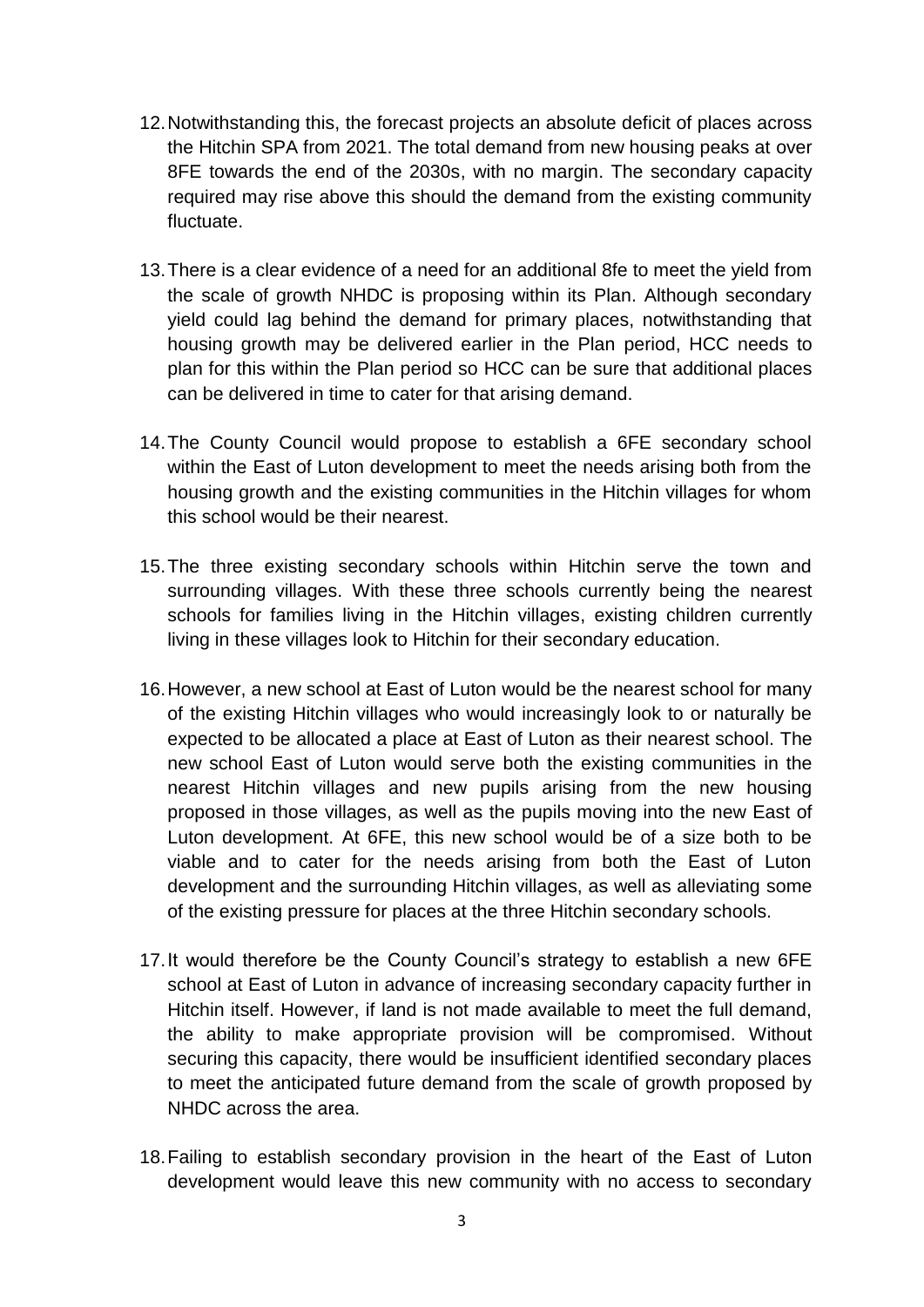12. Notwithstanding this, the forecast projects an absolute deficit of places across the Hitchin SPA from 2021. The total demand from new housing peaks at over 8FE towards the end of the 2030s, with no margin. The secondary capacity required may rise above this should the demand from the existing community fluctuate.

13. There is a clear evidence of a need for an additional 8fe to meet the yield from the scale of growth NHDC is proposing within its Plan. Although secondary yield could lag behind the demand for primary places, notwithstanding that housing growth may be delivered earlier in the Plan period, HCC needs to plan for this within the Plan period so HCC can be sure that additional places can be delivered in time to cater for that arising demand.

14. The County Council would propose to establish a 6FE secondary school within the East of Luton development to meet the needs arising both from the housing growth and the existing communities in the Hitchin villages for whom this school would be their nearest.

15. The three existing secondary schools within Hitchin serve the town and surrounding villages. With these three schools currently being the nearest schools for families living in the Hitchin villages, existing children currently living in these villages look to Hitchin for their secondary education.

16. However, a new school at East of Luton would be the nearest school for many of the existing Hitchin villages who would increasingly look to or naturally be expected to be allocated a place at East of Luton as their nearest school. The new school East of Luton would serve both the existing communities in the nearest Hitchin villages and new pupils arising from the new housing proposed in those villages, as well as the pupils moving into the new East of Luton development. At 6FE, this new school would be of a size both to be viable and to cater for the needs arising from both the East of Luton development and the surrounding Hitchin villages, as well as alleviating some of the existing pressure for places at the three Hitchin secondary schools.

17. It would therefore be the County Council's strategy to establish a new 6FE school at East of Luton in advance of increasing secondary capacity further in Hitchin itself. However, if land is not made available to meet the full demand, the ability to make appropriate provision will be compromised. Without securing this capacity, there would be insufficient identified secondary places to meet the anticipated future demand from the scale of growth proposed by NHDC across the area.

18. Failing to establish secondary provision in the heart of the East of Luton development would leave this new community with no access to secondary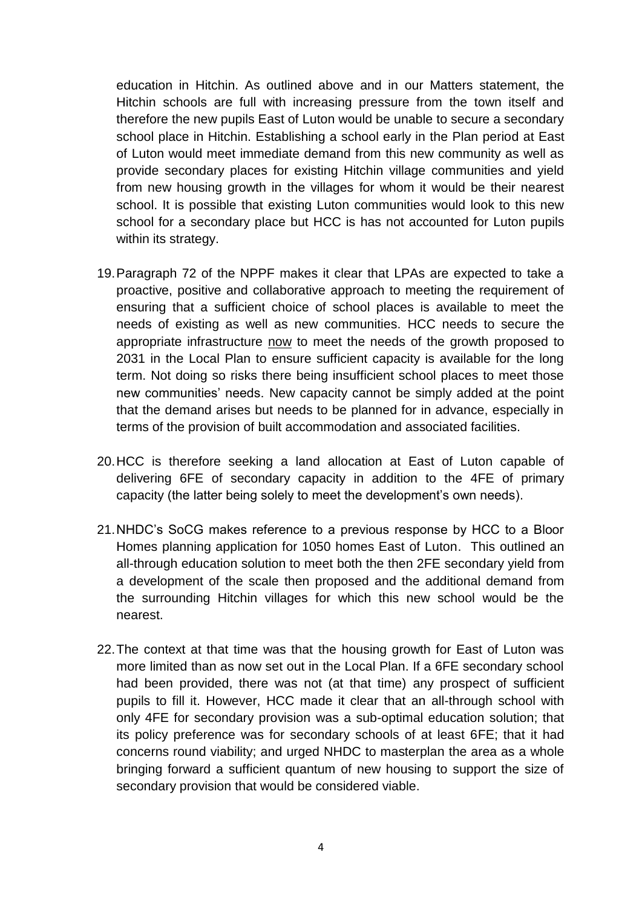education in Hitchin. As outlined above and in our Matters statement, the Hitchin schools are full with increasing pressure from the town itself and therefore the new pupils East of Luton would be unable to secure a secondary school place in Hitchin. Establishing a school early in the Plan period at East of Luton would meet immediate demand from this new community as well as provide secondary places for existing Hitchin village communities and yield from new housing growth in the villages for whom it would be their nearest school. It is possible that existing Luton communities would look to this new school for a secondary place but HCC is has not accounted for Luton pupils within its strategy.

19. Paragraph 72 of the NPPF makes it clear that LPAs are expected to take a proactive, positive and collaborative approach to meeting the requirement of ensuring that a sufficient choice of school places is available to meet the needs of existing as well as new communities. HCC needs to secure the appropriate infrastructure <u>now</u> to meet the needs of the growth proposed to 2031 in the Local Plan to ensure sufficient capacity is available for the long term. Not doing so risks there being insufficient school places to meet those new communities' needs. New capacity cannot be simply added at the point that the demand arises but needs to be planned for in advance, especially in terms of the provision of built accommodation and associated facilities.

20. HCC is therefore seeking a land allocation at East of Luton capable of delivering 6FE of secondary capacity in addition to the 4FE of primary capacity (the latter being solely to meet the development's own needs).

21. NHDC's SoCG makes reference to a previous response by HCC to a Bloor Homes planning application for 1050 homes East of Luton. This outlined an all-through education solution to meet both the then 2FE secondary yield from a development of the scale then proposed and the additional demand from the surrounding Hitchin villages for which this new school would be the nearest.

22. The context at that time was that the housing growth for East of Luton was more limited than as now set out in the Local Plan. If a 6FE secondary school had been provided, there was not (at that time) any prospect of sufficient pupils to fill it. However, HCC made it clear that an all-through school with only 4FE for secondary provision was a sub-optimal education solution; that its policy preference was for secondary schools of at least 6FE; that it had concerns round viability; and urged NHDC to masterplan the area as a whole bringing forward a sufficient quantum of new housing to support the size of secondary provision that would be considered viable.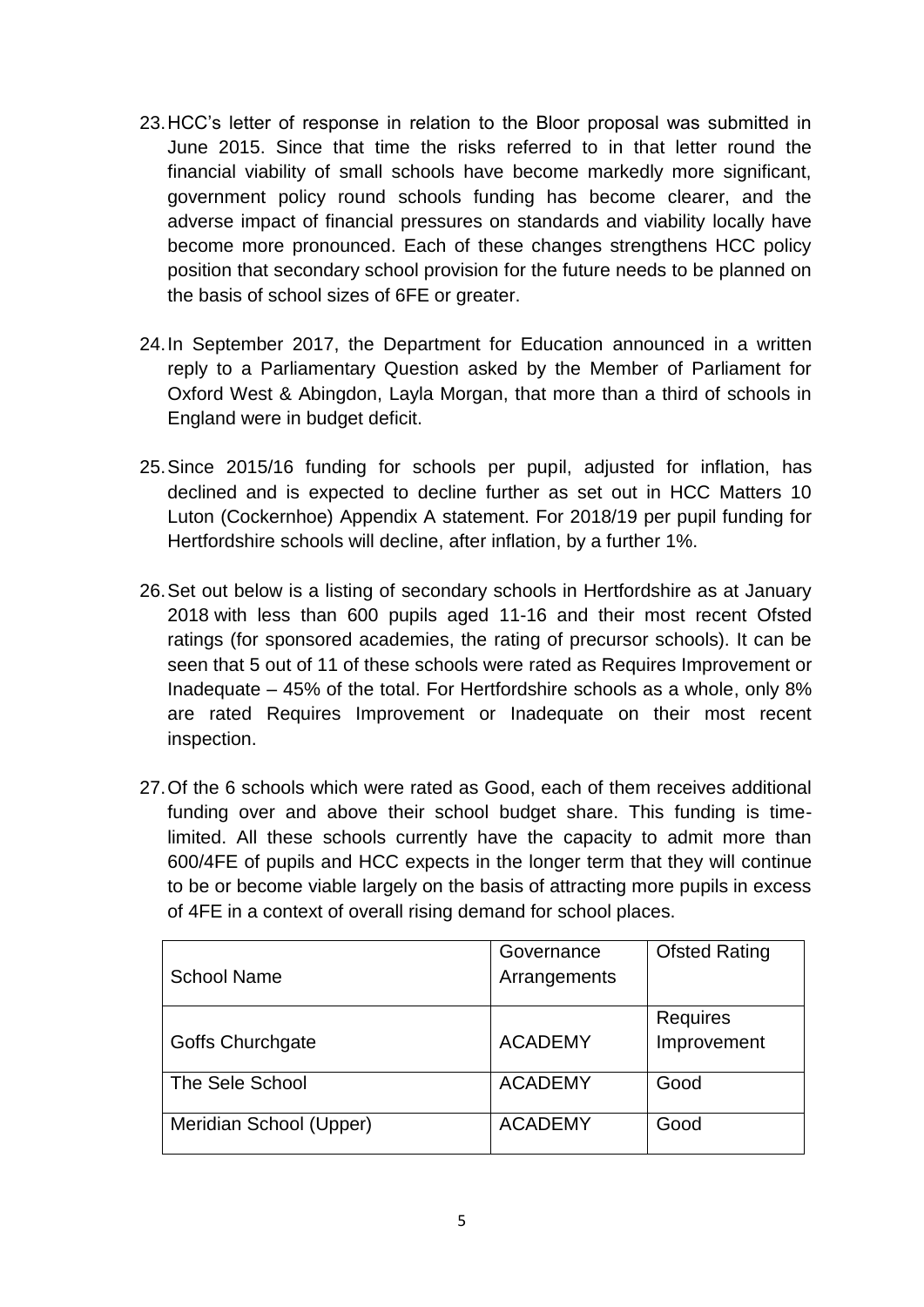23. HCC's letter of response in relation to the Bloor proposal was submitted in June 2015. Since that time the risks referred to in that letter round the financial viability of small schools have become markedly more significant, government policy round schools funding has become clearer, and the adverse impact of financial pressures on standards and viability locally have become more pronounced. Each of these changes strengthens HCC policy position that secondary school provision for the future needs to be planned on the basis of school sizes of 6FE or greater.

24. In September 2017, the Department for Education announced in a written reply to a Parliamentary Question asked by the Member of Parliament for Oxford West & Abingdon, Layla Morgan, that more than a third of schools in England were in budget deficit.

25. Since 2015/16 funding for schools per pupil, adjusted for inflation, has declined and is expected to decline further as set out in HCC Matters 10 Luton (Cockernhoe) Appendix A statement. For 2018/19 per pupil funding for Hertfordshire schools will decline, after inflation, by a further 1%.

26. Set out below is a listing of secondary schools in Hertfordshire as at January 2018 with less than 600 pupils aged 11-16 and their most recent Ofsted ratings (for sponsored academies, the rating of precursor schools). It can be seen that 5 out of 11 of these schools were rated as Requires Improvement or Inadequate – 45% of the total. For Hertfordshire schools as a whole, only 8% are rated Requires Improvement or Inadequate on their most recent inspection.

27. Of the 6 schools which were rated as Good, each of them receives additional funding over and above their school budget share. This funding is time-limited. All these schools currently have the capacity to admit more than 600/4FE of pupils and HCC expects in the longer term that they will continue to be or become viable largely on the basis of attracting more pupils in excess of 4FE in a context of overall rising demand for school places.

| School Name | Governance Arrangements | Ofsted Rating |
|---|---|---|
| Goffs Churchgate | ACADEMY | Requires Improvement |
| The Sele School | ACADEMY | Good |
| Meridian School (Upper) | ACADEMY | Good |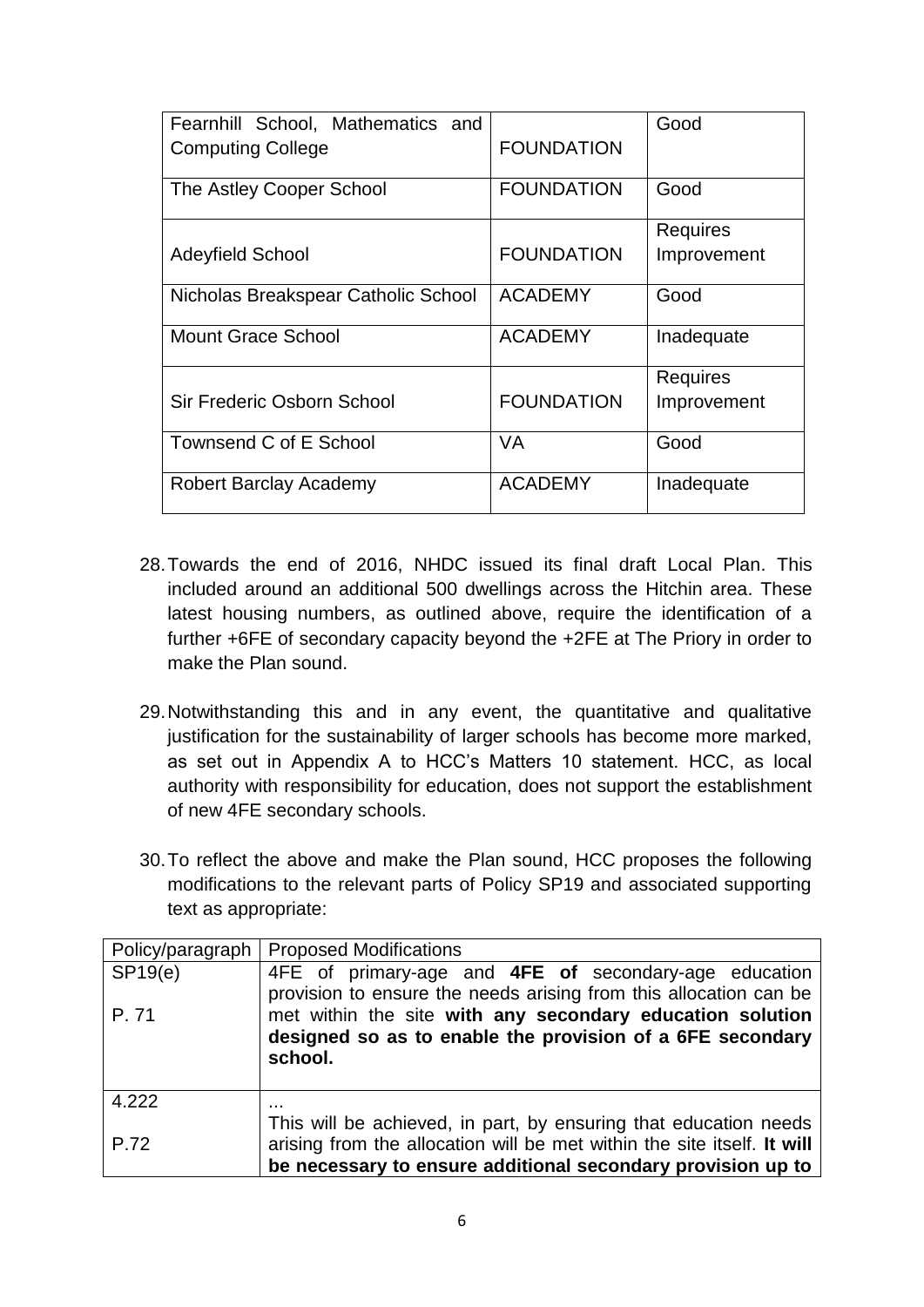| Fearnhill School, Mathematics and Computing College | FOUNDATION | Good |
|---|---|---|
| The Astley Cooper School | FOUNDATION | Good |
| Adeyfield School | FOUNDATION | Requires Improvement |
| Nicholas Breakspear Catholic School | ACADEMY | Good |
| Mount Grace School | ACADEMY | Inadequate |
| Sir Frederic Osborn School | FOUNDATION | Requires Improvement |
| Townsend C of E School | VA | Good |
| Robert Barclay Academy | ACADEMY | Inadequate |

28. Towards the end of 2016, NHDC issued its final draft Local Plan. This included around an additional 500 dwellings across the Hitchin area. These latest housing numbers, as outlined above, require the identification of a further +6FE of secondary capacity beyond the +2FE at The Priory in order to make the Plan sound.

29. Notwithstanding this and in any event, the quantitative and qualitative justification for the sustainability of larger schools has become more marked, as set out in Appendix A to HCC's Matters 10 statement. HCC, as local authority with responsibility for education, does not support the establishment of new 4FE secondary schools.

30. To reflect the above and make the Plan sound, HCC proposes the following modifications to the relevant parts of Policy SP19 and associated supporting text as appropriate:

| Policy/paragraph | Proposed Modifications |
|---|---|
| SP19(e)<br><br>P. 71 | 4FE of primary-age and **4FE of** secondary-age education provision to ensure the needs arising from this allocation can be met within the site **with any secondary education solution designed so as to enable the provision of a 6FE secondary school.** |
| 4.222<br><br>P.72 | ...<br>This will be achieved, in part, by ensuring that education needs arising from the allocation will be met within the site itself. **It will be necessary to ensure additional secondary provision up to** |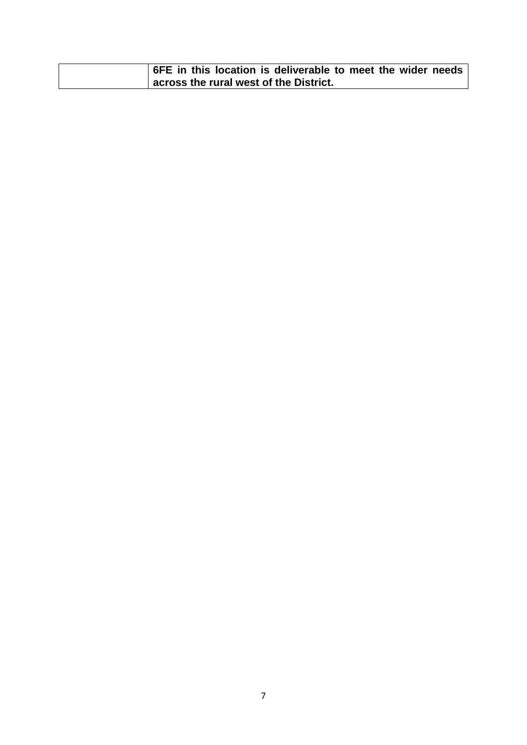| | |
|---|---|
| | **6FE in this location is deliverable to meet the wider needs across the rural west of the District.** |